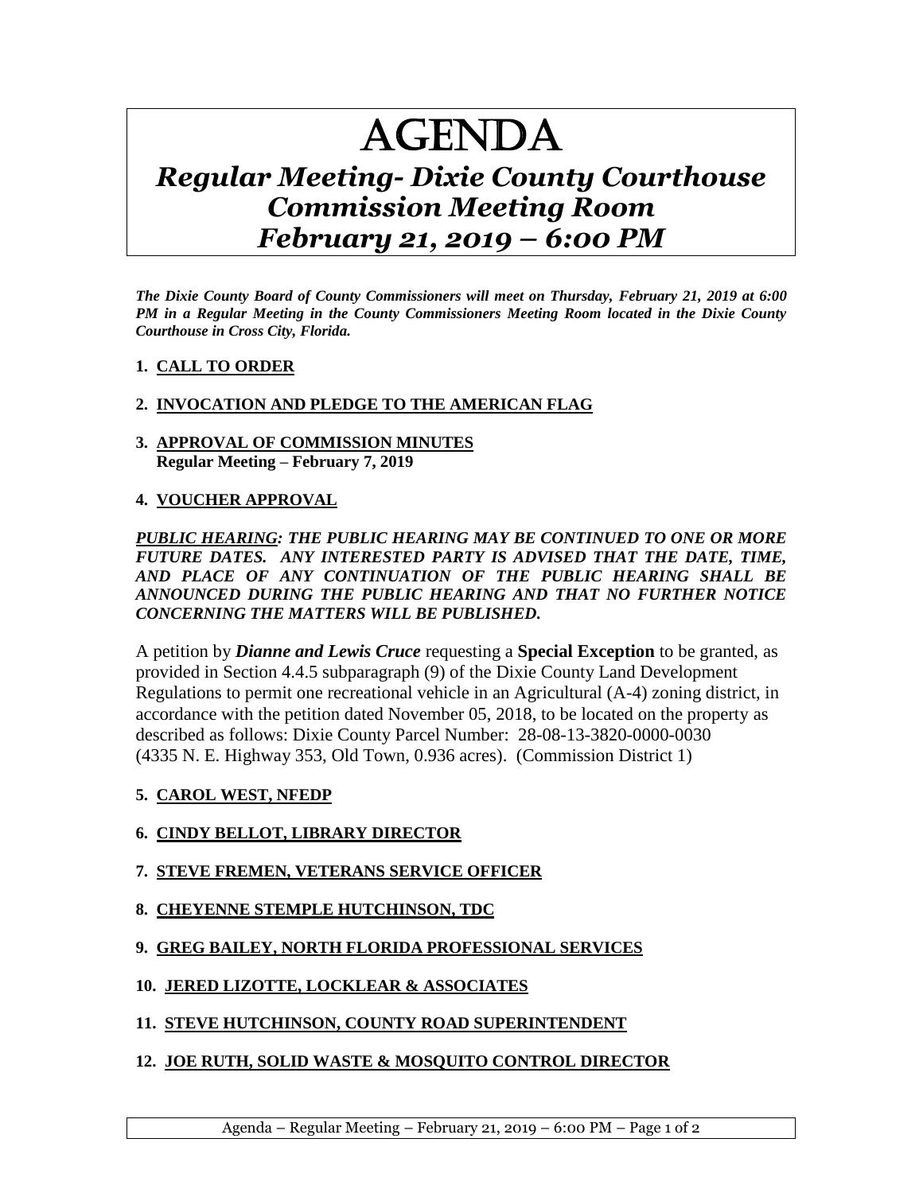# AGENDA

## *Regular Meeting- Dixie County Courthouse Commission Meeting Room February 21, 2019 – 6:00 PM*

***The Dixie County Board of County Commissioners will meet on Thursday, February 21, 2019 at 6:00 PM in a Regular Meeting in the County Commissioners Meeting Room located in the Dixie County Courthouse in Cross City, Florida.***

1. **CALL TO ORDER**

2. **INVOCATION AND PLEDGE TO THE AMERICAN FLAG**

3. **APPROVAL OF COMMISSION MINUTES**
   **Regular Meeting – February 7, 2019**

4. **VOUCHER APPROVAL**

***PUBLIC HEARING: THE PUBLIC HEARING MAY BE CONTINUED TO ONE OR MORE FUTURE DATES. ANY INTERESTED PARTY IS ADVISED THAT THE DATE, TIME, AND PLACE OF ANY CONTINUATION OF THE PUBLIC HEARING SHALL BE ANNOUNCED DURING THE PUBLIC HEARING AND THAT NO FURTHER NOTICE CONCERNING THE MATTERS WILL BE PUBLISHED.***

A petition by ***Dianne and Lewis Cruce*** requesting a **Special Exception** to be granted, as provided in Section 4.4.5 subparagraph (9) of the Dixie County Land Development Regulations to permit one recreational vehicle in an Agricultural (A-4) zoning district, in accordance with the petition dated November 05, 2018, to be located on the property as described as follows: Dixie County Parcel Number: 28-08-13-3820-0000-0030 (4335 N. E. Highway 353, Old Town, 0.936 acres). (Commission District 1)

5. **CAROL WEST, NFEDP**

6. **CINDY BELLOT, LIBRARY DIRECTOR**

7. **STEVE FREMEN, VETERANS SERVICE OFFICER**

8. **CHEYENNE STEMPLE HUTCHINSON, TDC**

9. **GREG BAILEY, NORTH FLORIDA PROFESSIONAL SERVICES**

10. **JERED LIZOTTE, LOCKLEAR & ASSOCIATES**

11. **STEVE HUTCHINSON, COUNTY ROAD SUPERINTENDENT**

12. **JOE RUTH, SOLID WASTE & MOSQUITO CONTROL DIRECTOR**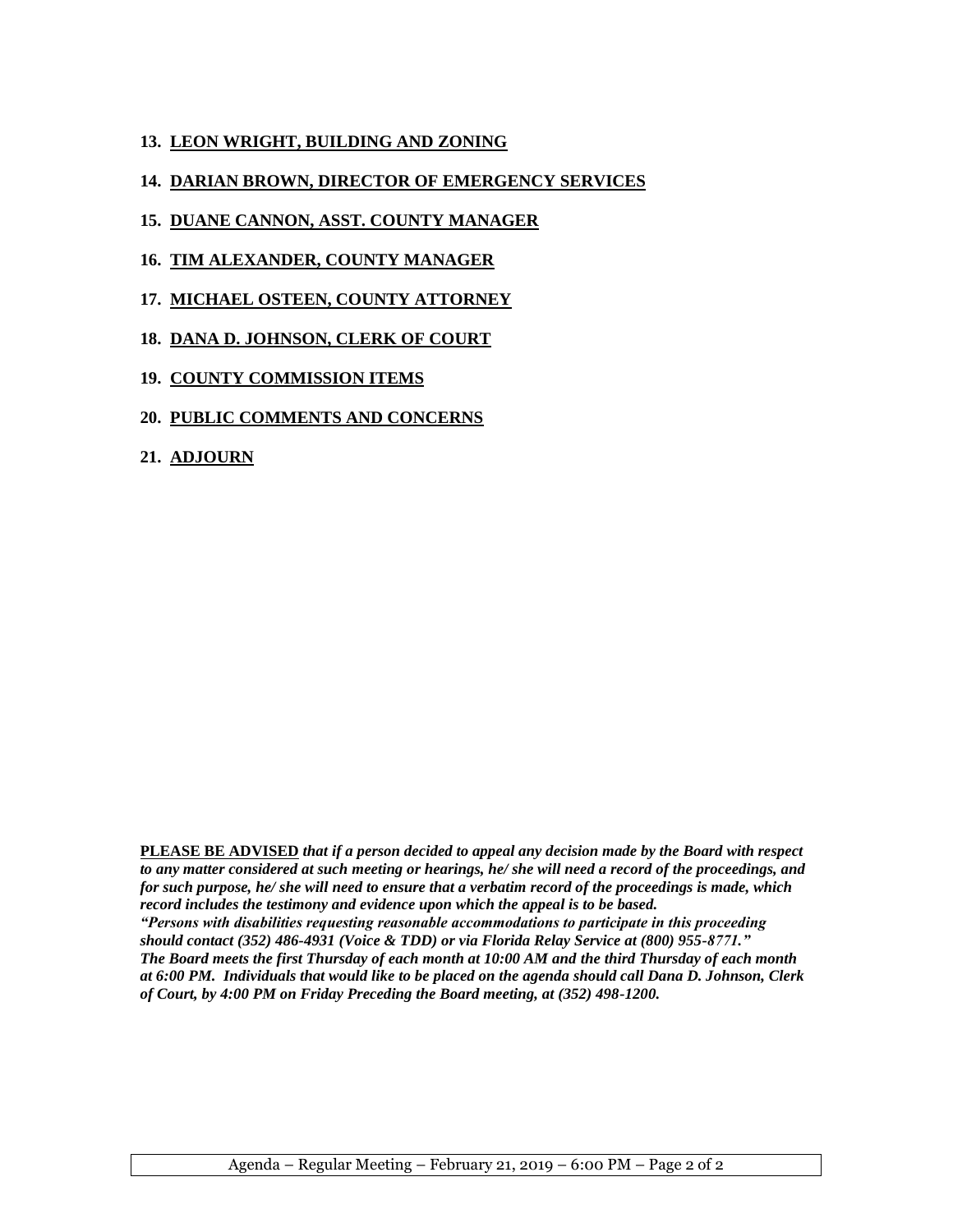13. **<u>LEON WRIGHT, BUILDING AND ZONING</u>**

14. **<u>DARIAN BROWN, DIRECTOR OF EMERGENCY SERVICES</u>**

15. **<u>DUANE CANNON, ASST. COUNTY MANAGER</u>**

16. **<u>TIM ALEXANDER, COUNTY MANAGER</u>**

17. **<u>MICHAEL OSTEEN, COUNTY ATTORNEY</u>**

18. **<u>DANA D. JOHNSON, CLERK OF COURT</u>**

19. **<u>COUNTY COMMISSION ITEMS</u>**

20. **<u>PUBLIC COMMENTS AND CONCERNS</u>**

21. **<u>ADJOURN</u>**

**<u>PLEASE BE ADVISED</u>** ***that if a person decided to appeal any decision made by the Board with respect to any matter considered at such meeting or hearings, he/ she will need a record of the proceedings, and for such purpose, he/ she will need to ensure that a verbatim record of the proceedings is made, which record includes the testimony and evidence upon which the appeal is to be based.***
***"Persons with disabilities requesting reasonable accommodations to participate in this proceeding should contact (352) 486-4931 (Voice & TDD) or via Florida Relay Service at (800) 955-8771."***
***The Board meets the first Thursday of each month at 10:00 AM and the third Thursday of each month at 6:00 PM. Individuals that would like to be placed on the agenda should call Dana D. Johnson, Clerk of Court, by 4:00 PM on Friday Preceding the Board meeting, at (352) 498-1200.***